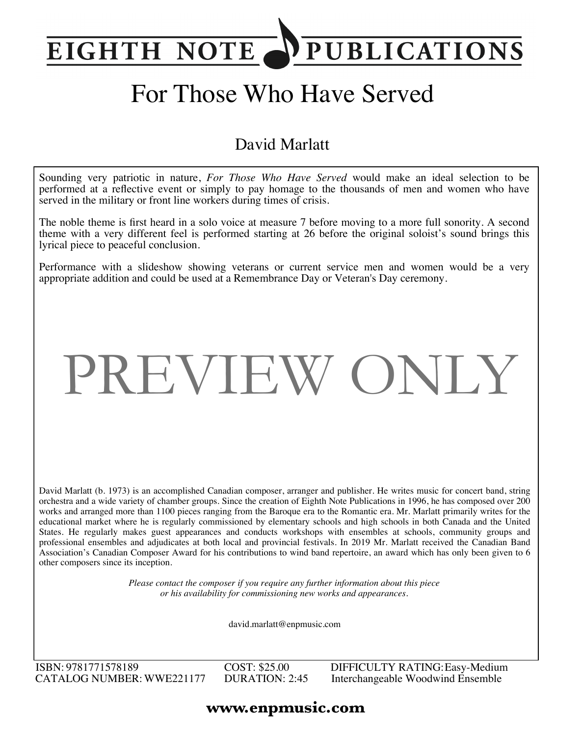# EIGHTH NOTE PUBLICATIONS

# For Those Who Have Served

## David Marlatt

Sounding very patriotic in nature, *For Those Who Have Served* would make an ideal selection to be performed at a reflective event or simply to pay homage to the thousands of men and women who have served in the military or front line workers during times of crisis.

The noble theme is first heard in a solo voice at measure 7 before moving to a more full sonority. A second theme with a very different feel is performed starting at 26 before the original soloist's sound brings this lyrical piece to peaceful conclusion.

Performance with a slideshow showing veterans or current service men and women would be a very appropriate addition and could be used at a Remembrance Day or Veteran's Day ceremony.

PREVIEW ONLY

David Marlatt (b. 1973) is an accomplished Canadian composer, arranger and publisher. He writes music for concert band, string orchestra and a wide variety of chamber groups. Since the creation of Eighth Note Publications in 1996, he has composed over 200 works and arranged more than 1100 pieces ranging from the Baroque era to the Romantic era. Mr. Marlatt primarily writes for the educational market where he is regularly commissioned by elementary schools and high schools in both Canada and the United States. He regularly makes guest appearances and conducts workshops with ensembles at schools, community groups and professional ensembles and adjudicates at both local and provincial festivals. In 2019 Mr. Marlatt received the Canadian Band Association's Canadian Composer Award for his contributions to wind band repertoire, an award which has only been given to 6 other composers since its inception.

*Please contact the composer if you require any further information about this piece or his availability for commissioning new works and appearances.*

david.marlatt@enpmusic.com

ISBN: 9781771578189
CATALOG NUMBER: WWE221177

COST: $25.00
DURATION: 2:45

DIFFICULTY RATING: Easy-Medium
Interchangeable Woodwind Ensemble

**www.enpmusic.com**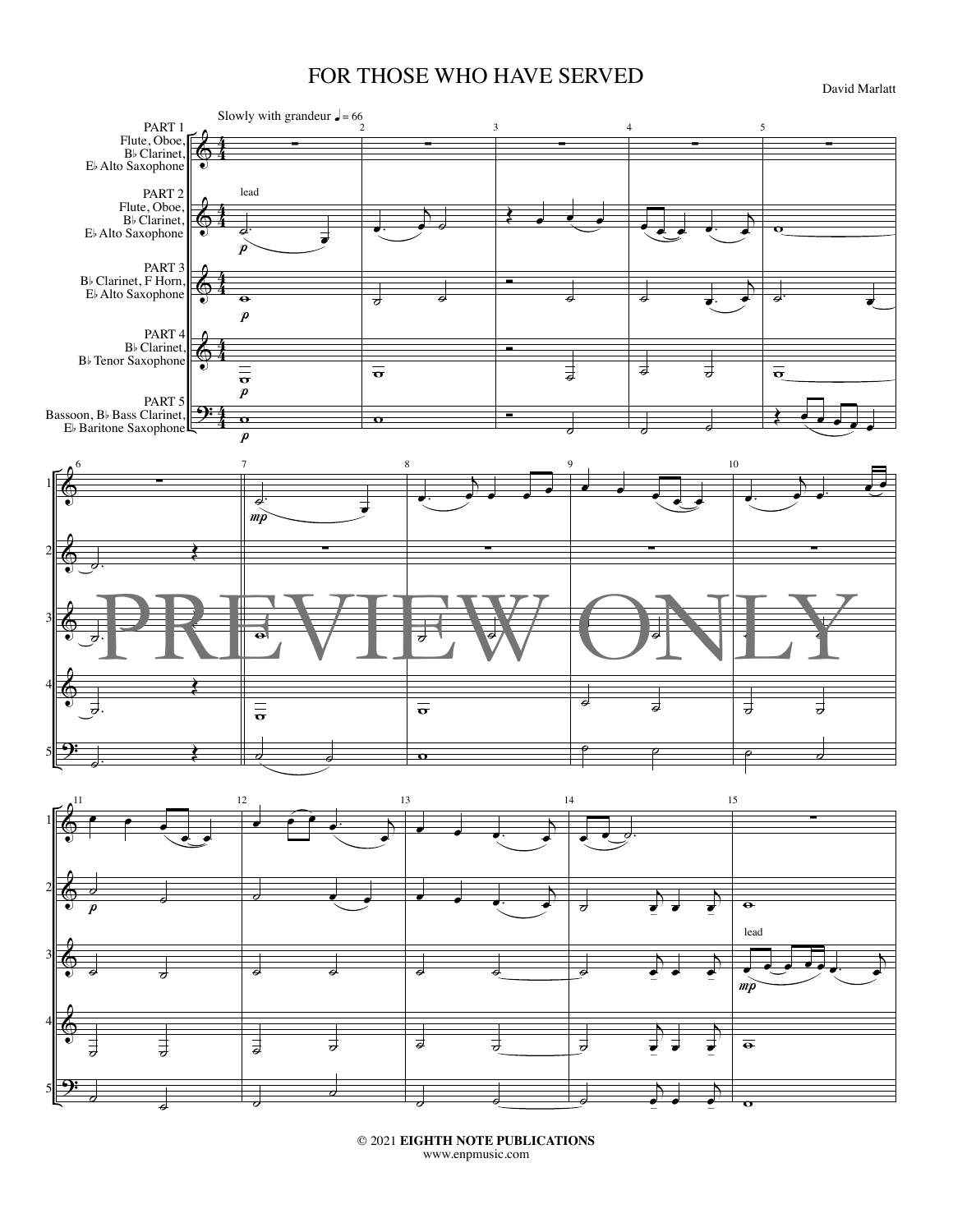# FOR THOSE WHO HAVE SERVED

David Marlatt

Slowly with grandeur ♩= 66

PART 1
Flute, Oboe,
B♭ Clarinet,
E♭ Alto Saxophone

PART 2
Flute, Oboe,
B♭ Clarinet,
E♭ Alto Saxophone

PART 3
B♭ Clarinet, F Horn,
E♭ Alto Saxophone

PART 4
B♭ Clarinet,
B♭ Tenor Saxophone

PART 5
Bassoon, B♭ Bass Clarinet,
E♭ Baritone Saxophone

PREVIEW ONLY

© 2021 **EIGHTH NOTE PUBLICATIONS**
www.enpmusic.com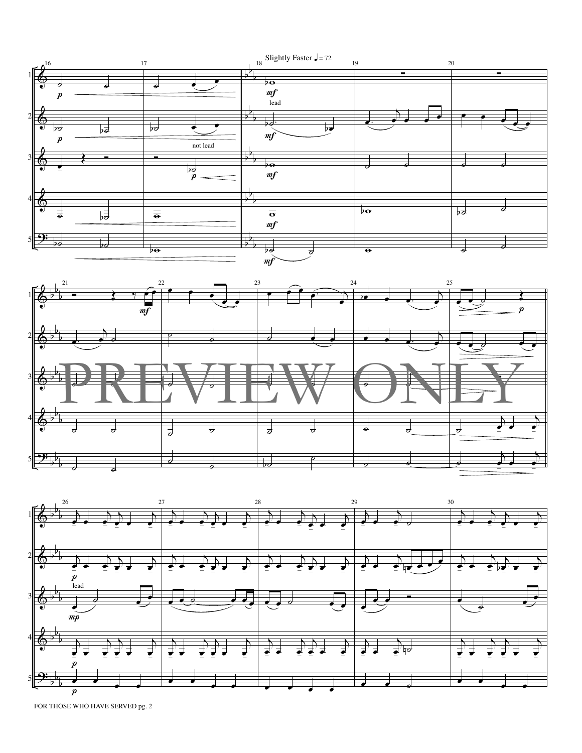Slightly Faster ♩= 72

lead

not lead

lead

PREVIEW ONLY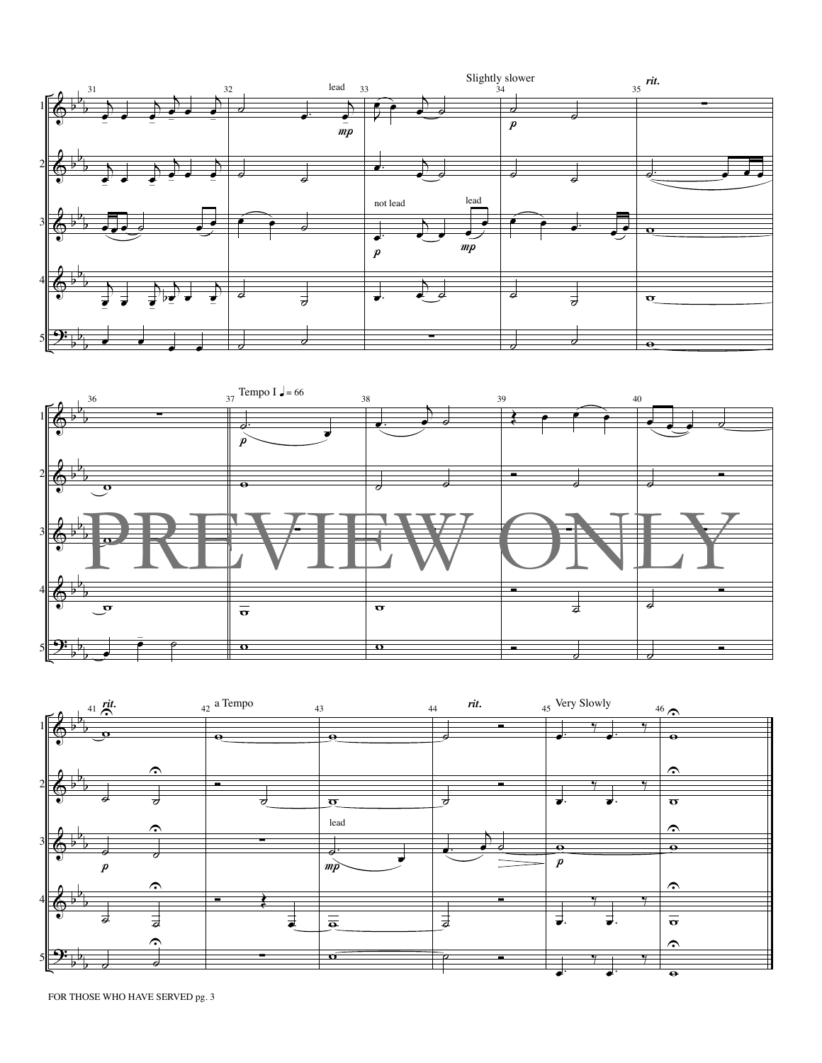Slightly slower

*rit.*

lead

not lead

lead

Tempo I ♩= 66

PREVIEW ONLY

*rit.*

a Tempo

lead

*rit.*

Very Slowly